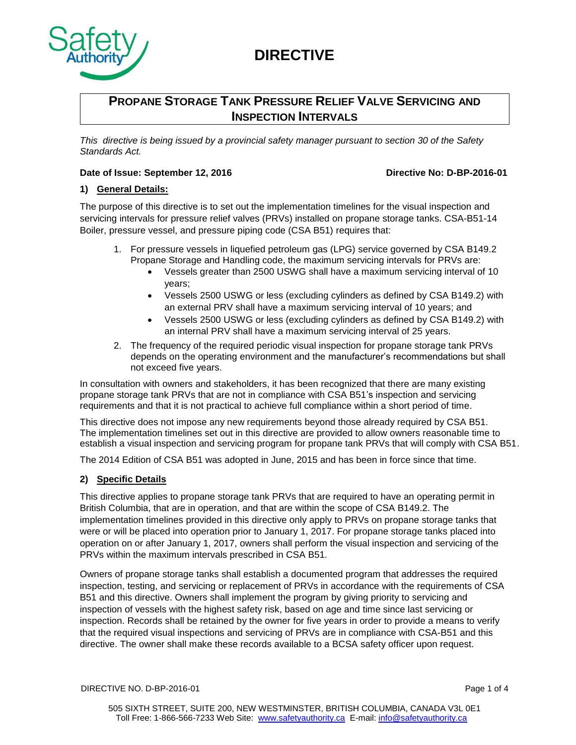# DIRECTIVE

## PROPANE STORAGE TANK PRESSURE RELIEF VALVE SERVICING AND INSPECTION INTERVALS

*This directive is being issued by a provincial safety manager pursuant to section 30 of the Safety Standards Act.*

**Date of Issue: September 12, 2016** **Directive No: D-BP-2016-01**

### 1) General Details:

The purpose of this directive is to set out the implementation timelines for the visual inspection and servicing intervals for pressure relief valves (PRVs) installed on propane storage tanks. CSA-B51-14 Boiler, pressure vessel, and pressure piping code (CSA B51) requires that:

1. For pressure vessels in liquefied petroleum gas (LPG) service governed by CSA B149.2 Propane Storage and Handling code, the maximum servicing intervals for PRVs are:
   - Vessels greater than 2500 USWG shall have a maximum servicing interval of 10 years;
   - Vessels 2500 USWG or less (excluding cylinders as defined by CSA B149.2) with an external PRV shall have a maximum servicing interval of 10 years; and
   - Vessels 2500 USWG or less (excluding cylinders as defined by CSA B149.2) with an internal PRV shall have a maximum servicing interval of 25 years.
2. The frequency of the required periodic visual inspection for propane storage tank PRVs depends on the operating environment and the manufacturer's recommendations but shall not exceed five years.

In consultation with owners and stakeholders, it has been recognized that there are many existing propane storage tank PRVs that are not in compliance with CSA B51's inspection and servicing requirements and that it is not practical to achieve full compliance within a short period of time.

This directive does not impose any new requirements beyond those already required by CSA B51. The implementation timelines set out in this directive are provided to allow owners reasonable time to establish a visual inspection and servicing program for propane tank PRVs that will comply with CSA B51.

The 2014 Edition of CSA B51 was adopted in June, 2015 and has been in force since that time.

### 2) Specific Details

This directive applies to propane storage tank PRVs that are required to have an operating permit in British Columbia, that are in operation, and that are within the scope of CSA B149.2. The implementation timelines provided in this directive only apply to PRVs on propane storage tanks that were or will be placed into operation prior to January 1, 2017. For propane storage tanks placed into operation on or after January 1, 2017, owners shall perform the visual inspection and servicing of the PRVs within the maximum intervals prescribed in CSA B51.

Owners of propane storage tanks shall establish a documented program that addresses the required inspection, testing, and servicing or replacement of PRVs in accordance with the requirements of CSA B51 and this directive. Owners shall implement the program by giving priority to servicing and inspection of vessels with the highest safety risk, based on age and time since last servicing or inspection. Records shall be retained by the owner for five years in order to provide a means to verify that the required visual inspections and servicing of PRVs are in compliance with CSA-B51 and this directive. The owner shall make these records available to a BCSA safety officer upon request.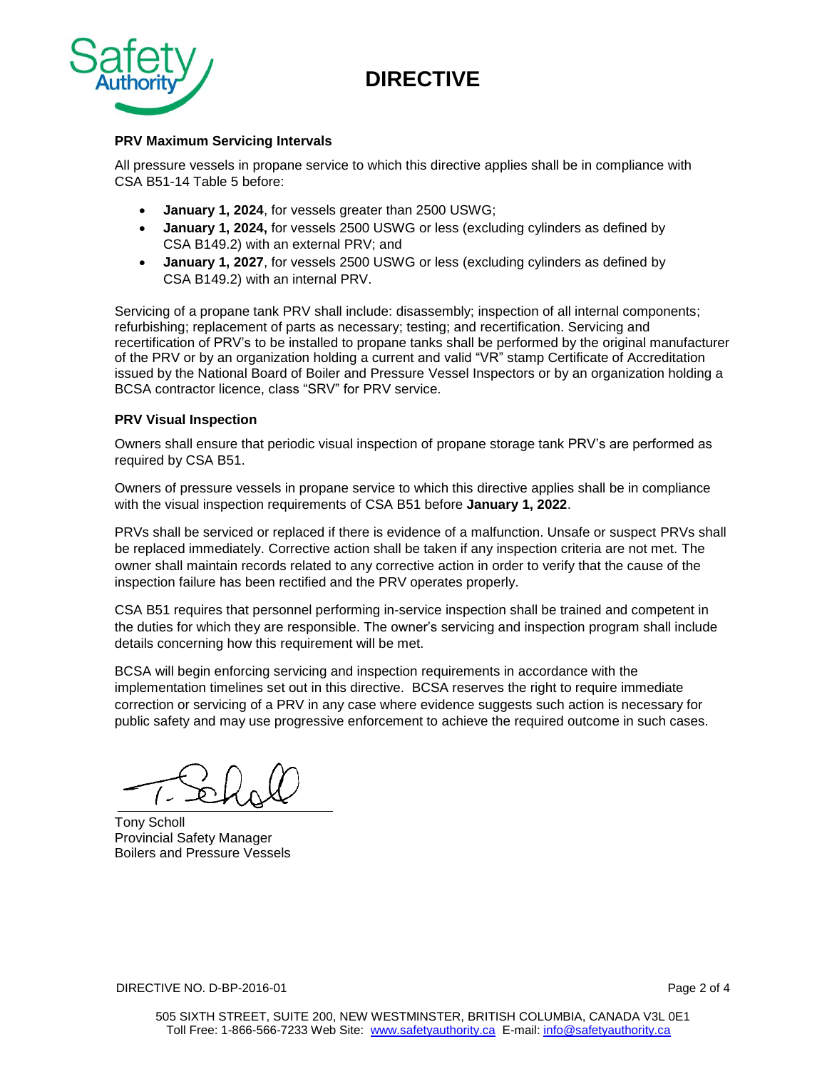# DIRECTIVE

### PRV Maximum Servicing Intervals

All pressure vessels in propane service to which this directive applies shall be in compliance with CSA B51-14 Table 5 before:

- **January 1, 2024**, for vessels greater than 2500 USWG;
- **January 1, 2024,** for vessels 2500 USWG or less (excluding cylinders as defined by CSA B149.2) with an external PRV; and
- **January 1, 2027**, for vessels 2500 USWG or less (excluding cylinders as defined by CSA B149.2) with an internal PRV.

Servicing of a propane tank PRV shall include: disassembly; inspection of all internal components; refurbishing; replacement of parts as necessary; testing; and recertification. Servicing and recertification of PRV's to be installed to propane tanks shall be performed by the original manufacturer of the PRV or by an organization holding a current and valid "VR" stamp Certificate of Accreditation issued by the National Board of Boiler and Pressure Vessel Inspectors or by an organization holding a BCSA contractor licence, class "SRV" for PRV service.

### PRV Visual Inspection

Owners shall ensure that periodic visual inspection of propane storage tank PRV's are performed as required by CSA B51.

Owners of pressure vessels in propane service to which this directive applies shall be in compliance with the visual inspection requirements of CSA B51 before **January 1, 2022**.

PRVs shall be serviced or replaced if there is evidence of a malfunction. Unsafe or suspect PRVs shall be replaced immediately. Corrective action shall be taken if any inspection criteria are not met. The owner shall maintain records related to any corrective action in order to verify that the cause of the inspection failure has been rectified and the PRV operates properly.

CSA B51 requires that personnel performing in-service inspection shall be trained and competent in the duties for which they are responsible. The owner's servicing and inspection program shall include details concerning how this requirement will be met.

BCSA will begin enforcing servicing and inspection requirements in accordance with the implementation timelines set out in this directive. BCSA reserves the right to require immediate correction or servicing of a PRV in any case where evidence suggests such action is necessary for public safety and may use progressive enforcement to achieve the required outcome in such cases.

Tony Scholl
Provincial Safety Manager
Boilers and Pressure Vessels

DIRECTIVE NO. D-BP-2016-01

505 SIXTH STREET, SUITE 200, NEW WESTMINSTER, BRITISH COLUMBIA, CANADA V3L 0E1
Toll Free: 1-866-566-7233 Web Site: www.safetyauthority.ca E-mail: info@safetyauthority.ca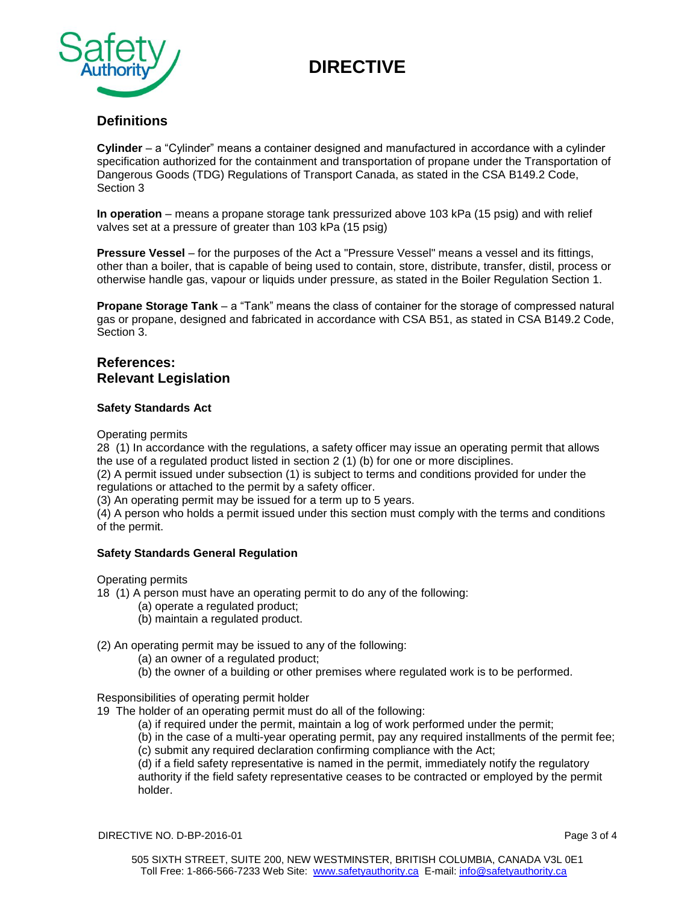## Definitions

**Cylinder** – a "Cylinder" means a container designed and manufactured in accordance with a cylinder specification authorized for the containment and transportation of propane under the Transportation of Dangerous Goods (TDG) Regulations of Transport Canada, as stated in the CSA B149.2 Code, Section 3

**In operation** – means a propane storage tank pressurized above 103 kPa (15 psig) and with relief valves set at a pressure of greater than 103 kPa (15 psig)

**Pressure Vessel** – for the purposes of the Act a "Pressure Vessel" means a vessel and its fittings, other than a boiler, that is capable of being used to contain, store, distribute, transfer, distil, process or otherwise handle gas, vapour or liquids under pressure, as stated in the Boiler Regulation Section 1.

**Propane Storage Tank** – a "Tank" means the class of container for the storage of compressed natural gas or propane, designed and fabricated in accordance with CSA B51, as stated in CSA B149.2 Code, Section 3.

## References:
## Relevant Legislation

### Safety Standards Act

Operating permits

28 (1) In accordance with the regulations, a safety officer may issue an operating permit that allows the use of a regulated product listed in section 2 (1) (b) for one or more disciplines.

(2) A permit issued under subsection (1) is subject to terms and conditions provided for under the regulations or attached to the permit by a safety officer.

(3) An operating permit may be issued for a term up to 5 years.

(4) A person who holds a permit issued under this section must comply with the terms and conditions of the permit.

### Safety Standards General Regulation

Operating permits

18 (1) A person must have an operating permit to do any of the following:

- (a) operate a regulated product;
- (b) maintain a regulated product.

(2) An operating permit may be issued to any of the following:

- (a) an owner of a regulated product;
- (b) the owner of a building or other premises where regulated work is to be performed.

Responsibilities of operating permit holder

19 The holder of an operating permit must do all of the following:

- (a) if required under the permit, maintain a log of work performed under the permit;
- (b) in the case of a multi-year operating permit, pay any required installments of the permit fee;
- (c) submit any required declaration confirming compliance with the Act;
- (d) if a field safety representative is named in the permit, immediately notify the regulatory authority if the field safety representative ceases to be contracted or employed by the permit holder.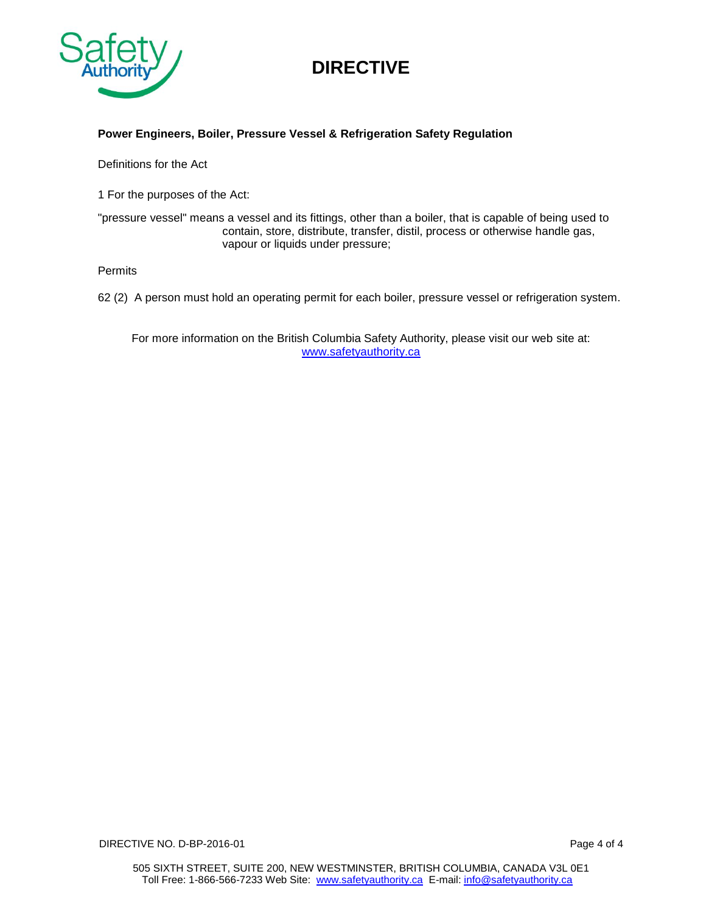**Power Engineers, Boiler, Pressure Vessel & Refrigeration Safety Regulation**

Definitions for the Act

1 For the purposes of the Act:

"pressure vessel" means a vessel and its fittings, other than a boiler, that is capable of being used to contain, store, distribute, transfer, distil, process or otherwise handle gas, vapour or liquids under pressure;

Permits

62 (2) A person must hold an operating permit for each boiler, pressure vessel or refrigeration system.

For more information on the British Columbia Safety Authority, please visit our web site at: www.safetyauthority.ca